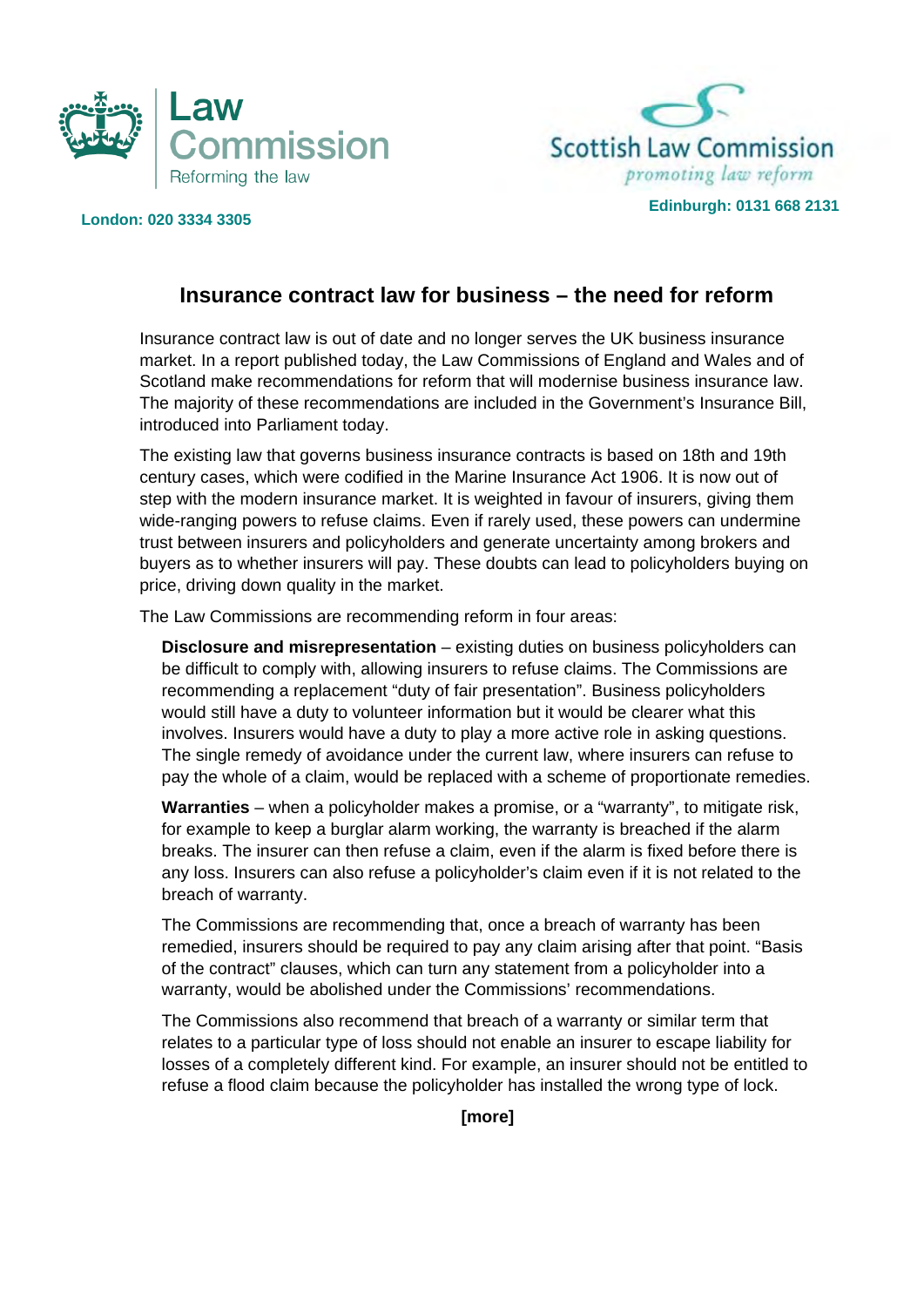Law Commission
Reforming the law

Scottish Law Commission
*promoting law reform*

**London: 020 3334 3305**

**Edinburgh: 0131 668 2131**

## Insurance contract law for business – the need for reform

Insurance contract law is out of date and no longer serves the UK business insurance market. In a report published today, the Law Commissions of England and Wales and of Scotland make recommendations for reform that will modernise business insurance law. The majority of these recommendations are included in the Government's Insurance Bill, introduced into Parliament today.

The existing law that governs business insurance contracts is based on 18th and 19th century cases, which were codified in the Marine Insurance Act 1906. It is now out of step with the modern insurance market. It is weighted in favour of insurers, giving them wide-ranging powers to refuse claims. Even if rarely used, these powers can undermine trust between insurers and policyholders and generate uncertainty among brokers and buyers as to whether insurers will pay. These doubts can lead to policyholders buying on price, driving down quality in the market.

The Law Commissions are recommending reform in four areas:

**Disclosure and misrepresentation** – existing duties on business policyholders can be difficult to comply with, allowing insurers to refuse claims. The Commissions are recommending a replacement "duty of fair presentation". Business policyholders would still have a duty to volunteer information but it would be clearer what this involves. Insurers would have a duty to play a more active role in asking questions. The single remedy of avoidance under the current law, where insurers can refuse to pay the whole of a claim, would be replaced with a scheme of proportionate remedies.

**Warranties** – when a policyholder makes a promise, or a "warranty", to mitigate risk, for example to keep a burglar alarm working, the warranty is breached if the alarm breaks. The insurer can then refuse a claim, even if the alarm is fixed before there is any loss. Insurers can also refuse a policyholder's claim even if it is not related to the breach of warranty.

The Commissions are recommending that, once a breach of warranty has been remedied, insurers should be required to pay any claim arising after that point. "Basis of the contract" clauses, which can turn any statement from a policyholder into a warranty, would be abolished under the Commissions' recommendations.

The Commissions also recommend that breach of a warranty or similar term that relates to a particular type of loss should not enable an insurer to escape liability for losses of a completely different kind. For example, an insurer should not be entitled to refuse a flood claim because the policyholder has installed the wrong type of lock.

**[more]**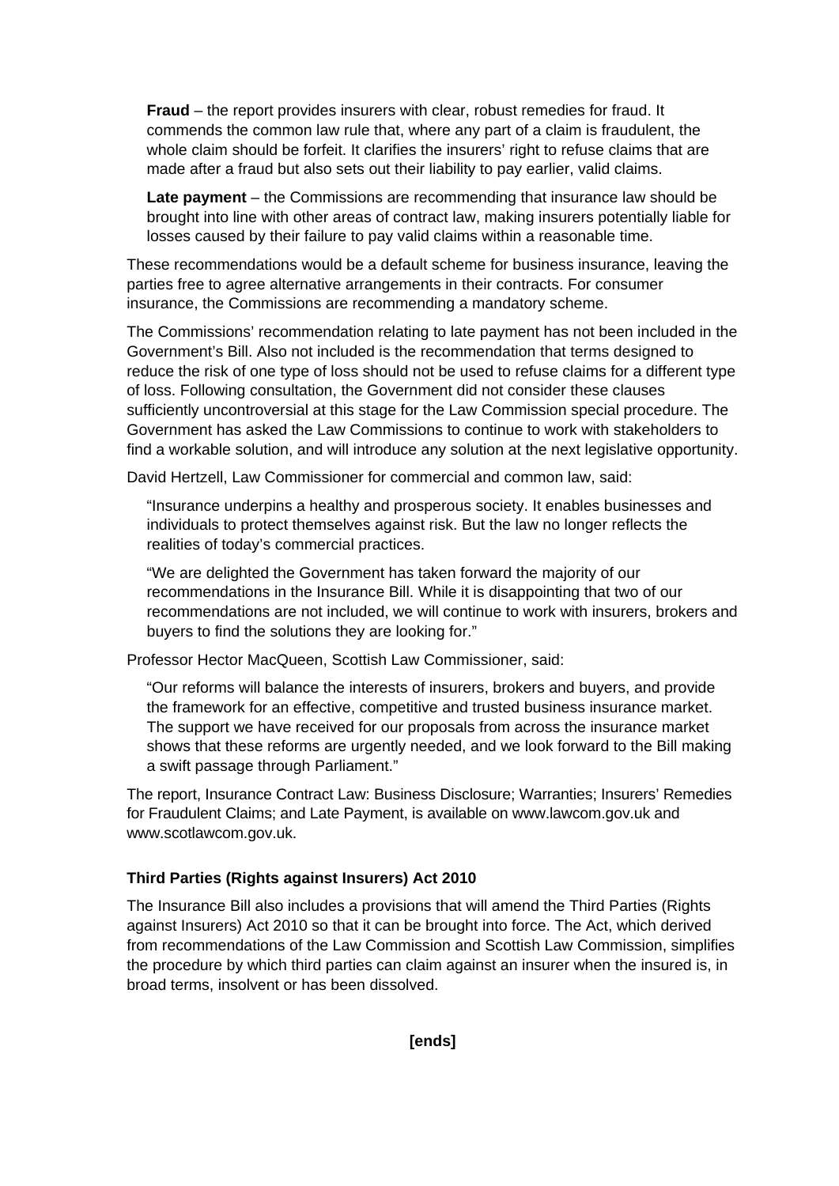**Fraud** – the report provides insurers with clear, robust remedies for fraud. It commends the common law rule that, where any part of a claim is fraudulent, the whole claim should be forfeit. It clarifies the insurers' right to refuse claims that are made after a fraud but also sets out their liability to pay earlier, valid claims.

**Late payment** – the Commissions are recommending that insurance law should be brought into line with other areas of contract law, making insurers potentially liable for losses caused by their failure to pay valid claims within a reasonable time.

These recommendations would be a default scheme for business insurance, leaving the parties free to agree alternative arrangements in their contracts. For consumer insurance, the Commissions are recommending a mandatory scheme.

The Commissions' recommendation relating to late payment has not been included in the Government's Bill. Also not included is the recommendation that terms designed to reduce the risk of one type of loss should not be used to refuse claims for a different type of loss. Following consultation, the Government did not consider these clauses sufficiently uncontroversial at this stage for the Law Commission special procedure. The Government has asked the Law Commissions to continue to work with stakeholders to find a workable solution, and will introduce any solution at the next legislative opportunity.

David Hertzell, Law Commissioner for commercial and common law, said:

"Insurance underpins a healthy and prosperous society. It enables businesses and individuals to protect themselves against risk. But the law no longer reflects the realities of today's commercial practices.

"We are delighted the Government has taken forward the majority of our recommendations in the Insurance Bill. While it is disappointing that two of our recommendations are not included, we will continue to work with insurers, brokers and buyers to find the solutions they are looking for."

Professor Hector MacQueen, Scottish Law Commissioner, said:

"Our reforms will balance the interests of insurers, brokers and buyers, and provide the framework for an effective, competitive and trusted business insurance market. The support we have received for our proposals from across the insurance market shows that these reforms are urgently needed, and we look forward to the Bill making a swift passage through Parliament."

The report, Insurance Contract Law: Business Disclosure; Warranties; Insurers' Remedies for Fraudulent Claims; and Late Payment, is available on www.lawcom.gov.uk and www.scotlawcom.gov.uk.

### Third Parties (Rights against Insurers) Act 2010

The Insurance Bill also includes a provisions that will amend the Third Parties (Rights against Insurers) Act 2010 so that it can be brought into force. The Act, which derived from recommendations of the Law Commission and Scottish Law Commission, simplifies the procedure by which third parties can claim against an insurer when the insured is, in broad terms, insolvent or has been dissolved.

**[ends]**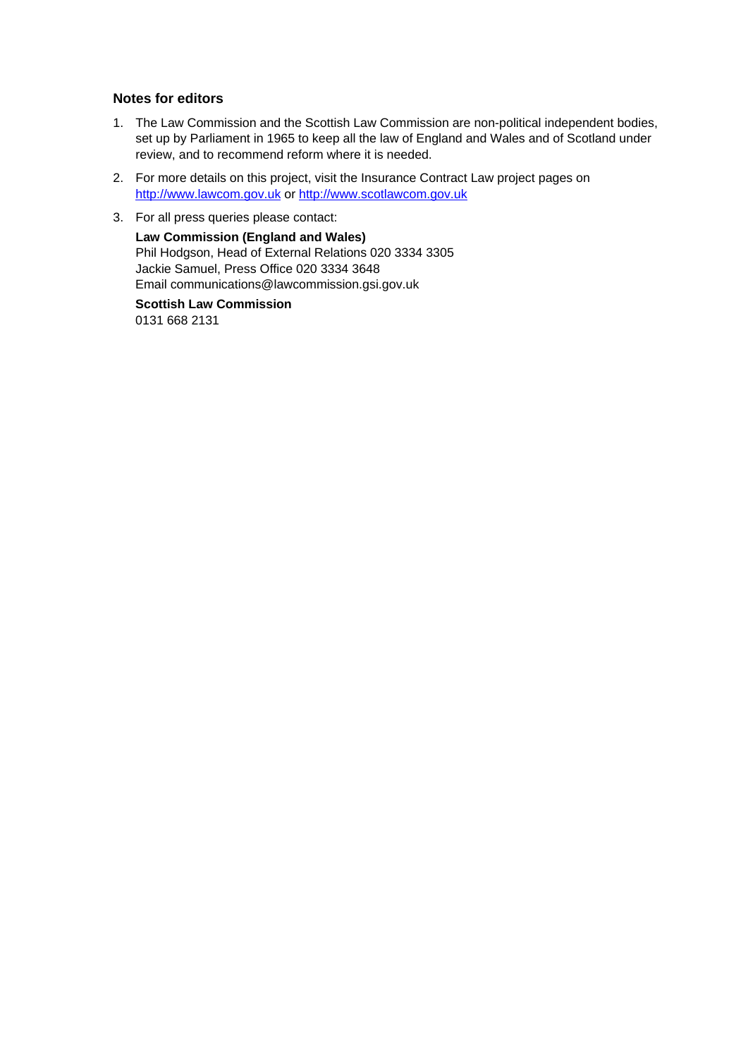### Notes for editors

1. The Law Commission and the Scottish Law Commission are non-political independent bodies, set up by Parliament in 1965 to keep all the law of England and Wales and of Scotland under review, and to recommend reform where it is needed.

2. For more details on this project, visit the Insurance Contract Law project pages on http://www.lawcom.gov.uk or http://www.scotlawcom.gov.uk

3. For all press queries please contact:

   **Law Commission (England and Wales)**
   Phil Hodgson, Head of External Relations 020 3334 3305
   Jackie Samuel, Press Office 020 3334 3648
   Email communications@lawcommission.gsi.gov.uk

   **Scottish Law Commission**
   0131 668 2131